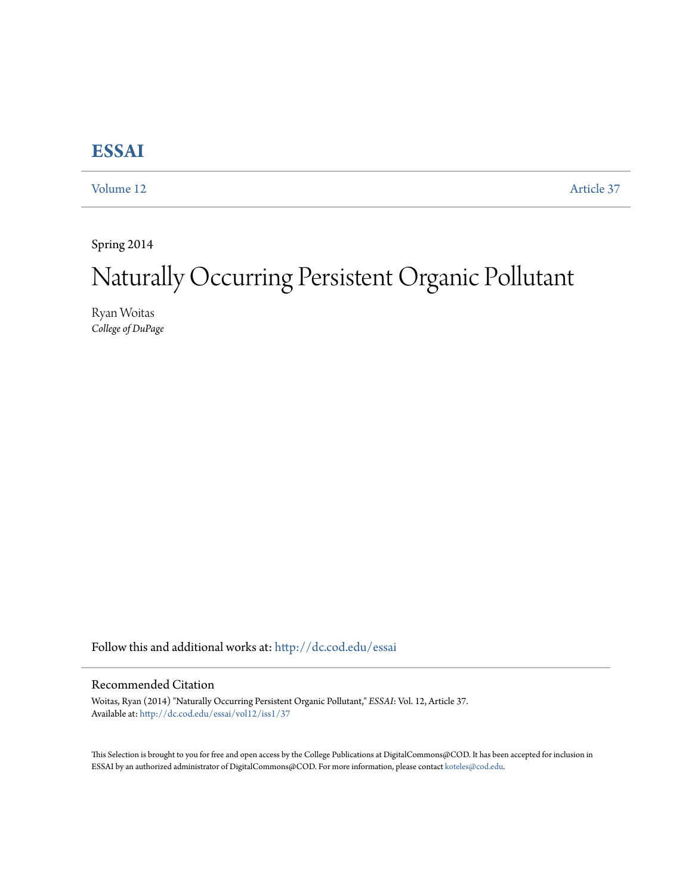# ESSAI

Volume 12 Article 37

Spring 2014

# Naturally Occurring Persistent Organic Pollutant

Ryan Woitas
*College of DuPage*

Follow this and additional works at: http://dc.cod.edu/essai

## Recommended Citation

Woitas, Ryan (2014) "Naturally Occurring Persistent Organic Pollutant," *ESSAI*: Vol. 12, Article 37.
Available at: http://dc.cod.edu/essai/vol12/iss1/37

This Selection is brought to you for free and open access by the College Publications at DigitalCommons@COD. It has been accepted for inclusion in ESSAI by an authorized administrator of DigitalCommons@COD. For more information, please contact koteles@cod.edu.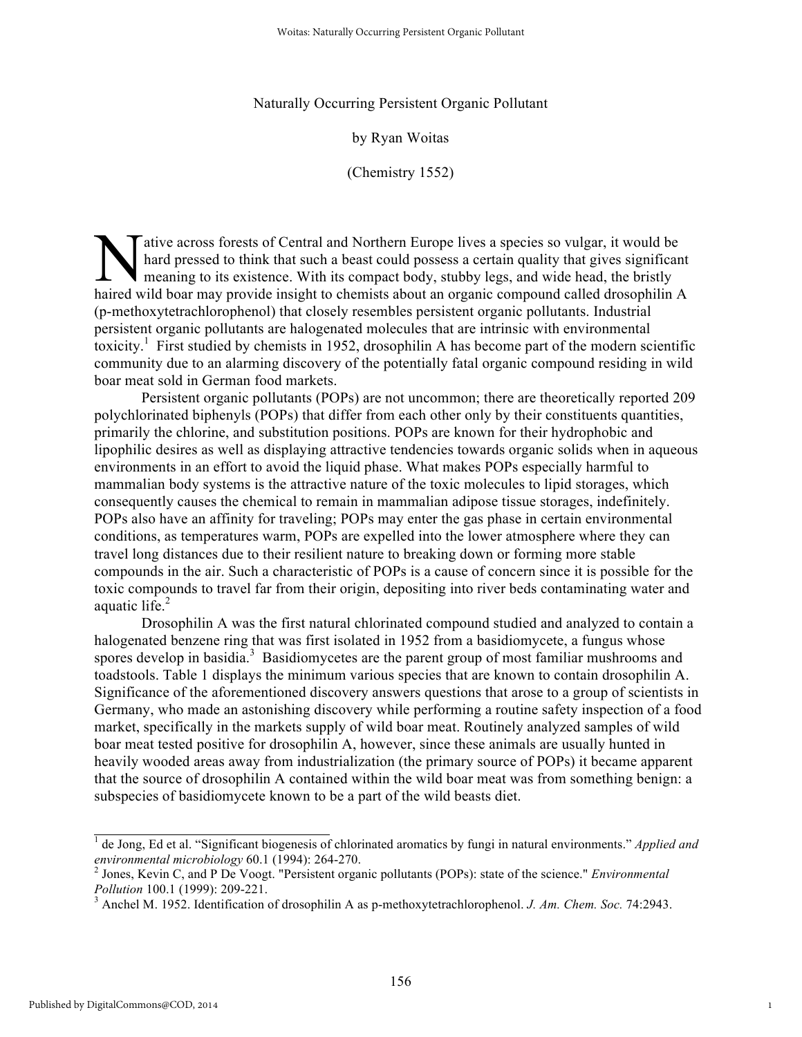Naturally Occurring Persistent Organic Pollutant

by Ryan Woitas

(Chemistry 1552)

Native across forests of Central and Northern Europe lives a species so vulgar, it would be hard pressed to think that such a beast could possess a certain quality that gives significant meaning to its existence. With its compact body, stubby legs, and wide head, the bristly haired wild boar may provide insight to chemists about an organic compound called drosophilin A (p-methoxytetrachlorophenol) that closely resembles persistent organic pollutants. Industrial persistent organic pollutants are halogenated molecules that are intrinsic with environmental toxicity.[1] First studied by chemists in 1952, drosophilin A has become part of the modern scientific community due to an alarming discovery of the potentially fatal organic compound residing in wild boar meat sold in German food markets.

Persistent organic pollutants (POPs) are not uncommon; there are theoretically reported 209 polychlorinated biphenyls (POPs) that differ from each other only by their constituents quantities, primarily the chlorine, and substitution positions. POPs are known for their hydrophobic and lipophilic desires as well as displaying attractive tendencies towards organic solids when in aqueous environments in an effort to avoid the liquid phase. What makes POPs especially harmful to mammalian body systems is the attractive nature of the toxic molecules to lipid storages, which consequently causes the chemical to remain in mammalian adipose tissue storages, indefinitely. POPs also have an affinity for traveling; POPs may enter the gas phase in certain environmental conditions, as temperatures warm, POPs are expelled into the lower atmosphere where they can travel long distances due to their resilient nature to breaking down or forming more stable compounds in the air. Such a characteristic of POPs is a cause of concern since it is possible for the toxic compounds to travel far from their origin, depositing into river beds contaminating water and aquatic life.[2]

Drosophilin A was the first natural chlorinated compound studied and analyzed to contain a halogenated benzene ring that was first isolated in 1952 from a basidiomycete, a fungus whose spores develop in basidia.[3] Basidiomycetes are the parent group of most familiar mushrooms and toadstools. Table 1 displays the minimum various species that are known to contain drosophilin A. Significance of the aforementioned discovery answers questions that arose to a group of scientists in Germany, who made an astonishing discovery while performing a routine safety inspection of a food market, specifically in the markets supply of wild boar meat. Routinely analyzed samples of wild boar meat tested positive for drosophilin A, however, since these animals are usually hunted in heavily wooded areas away from industrialization (the primary source of POPs) it became apparent that the source of drosophilin A contained within the wild boar meat was from something benign: a subspecies of basidiomycete known to be a part of the wild beasts diet.

---

[1] de Jong, Ed et al. "Significant biogenesis of chlorinated aromatics by fungi in natural environments." *Applied and environmental microbiology* 60.1 (1994): 264-270.

[2] Jones, Kevin C, and P De Voogt. "Persistent organic pollutants (POPs): state of the science." *Environmental Pollution* 100.1 (1999): 209-221.

[3] Anchel M. 1952. Identification of drosophilin A as p-methoxytetrachlorophenol. *J. Am. Chem. Soc.* 74:2943.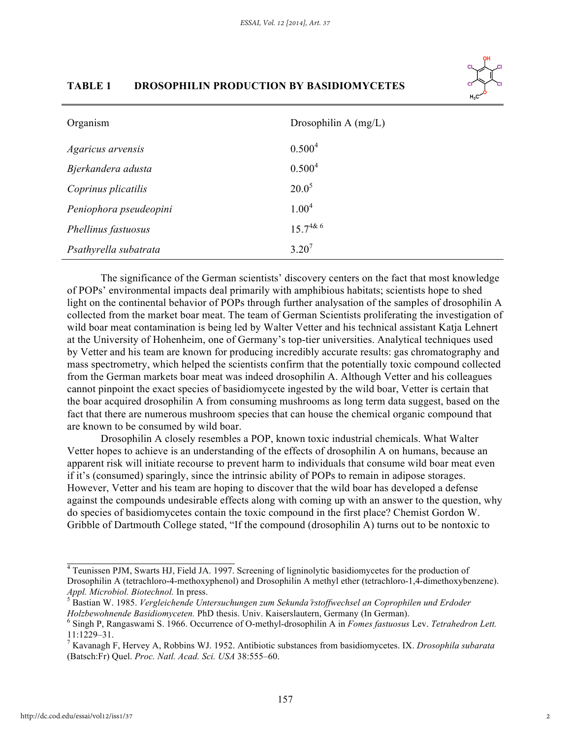**TABLE 1 DROSOPHILIN PRODUCTION BY BASIDIOMYCETES**

| Organism | Drosophilin A (mg/L) |
|---|---|
| *Agaricus arvensis* | 0.500[4] |
| *Bjerkandera adusta* | 0.500[4] |
| *Coprinus plicatilis* | 20.0[5] |
| *Peniophora pseudeopini* | 1.00[4] |
| *Phellinus fastuosus* | 15.7[4& 6] |
| *Psathyrella subatrata* | 3.20[7] |

The significance of the German scientists' discovery centers on the fact that most knowledge of POPs' environmental impacts deal primarily with amphibious habitats; scientists hope to shed light on the continental behavior of POPs through further analysation of the samples of drosophilin A collected from the market boar meat. The team of German Scientists proliferating the investigation of wild boar meat contamination is being led by Walter Vetter and his technical assistant Katja Lehnert at the University of Hohenheim, one of Germany's top-tier universities. Analytical techniques used by Vetter and his team are known for producing incredibly accurate results: gas chromatography and mass spectrometry, which helped the scientists confirm that the potentially toxic compound collected from the German markets boar meat was indeed drosophilin A. Although Vetter and his colleagues cannot pinpoint the exact species of basidiomycete ingested by the wild boar, Vetter is certain that the boar acquired drosophilin A from consuming mushrooms as long term data suggest, based on the fact that there are numerous mushroom species that can house the chemical organic compound that are known to be consumed by wild boar.

Drosophilin A closely resembles a POP, known toxic industrial chemicals. What Walter Vetter hopes to achieve is an understanding of the effects of drosophilin A on humans, because an apparent risk will initiate recourse to prevent harm to individuals that consume wild boar meat even if it's (consumed) sparingly, since the intrinsic ability of POPs to remain in adipose storages. However, Vetter and his team are hoping to discover that the wild boar has developed a defense against the compounds undesirable effects along with coming up with an answer to the question, why do species of basidiomycetes contain the toxic compound in the first place? Chemist Gordon W. Gribble of Dartmouth College stated, "If the compound (drosophilin A) turns out to be nontoxic to

---

[4] Teunissen PJM, Swarts HJ, Field JA. 1997. Screening of ligninolytic basidiomycetes for the production of Drosophilin A (tetrachloro-4-methoxyphenol) and Drosophilin A methyl ether (tetrachloro-1,4-dimethoxybenzene). *Appl. Microbiol. Biotechnol.* In press.

[5] Bastian W. 1985. *Vergleichende Untersuchungen zum Sekundärstoffwechsel an Coprophilen und Erdoder Holzbewohnende Basidiomyceten.* PhD thesis. Univ. Kaiserslautern, Germany (In German).

[6] Singh P, Rangaswami S. 1966. Occurrence of O-methyl-drosophilin A in *Fomes fastuosus* Lev. *Tetrahedron Lett.* 11:1229–31.

[7] Kavanagh F, Hervey A, Robbins WJ. 1952. Antibiotic substances from basidiomycetes. IX. *Drosophila subarata* (Batsch:Fr) Quel. *Proc. Natl. Acad. Sci. USA* 38:555–60.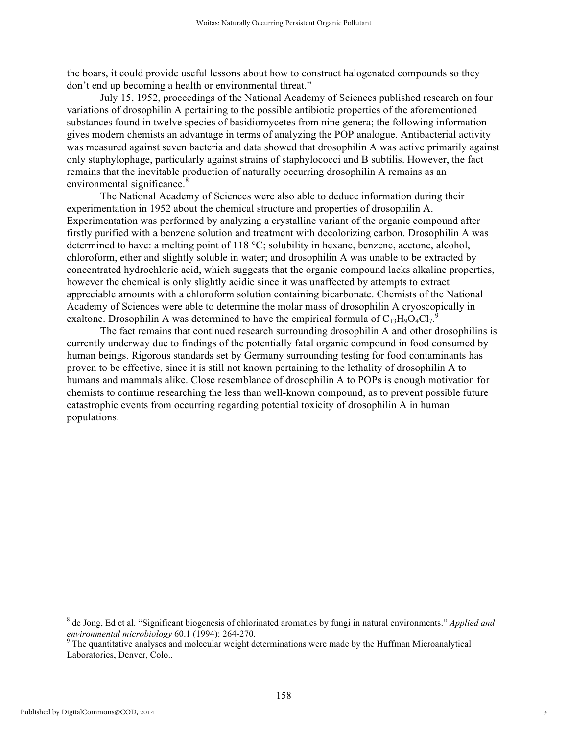the boars, it could provide useful lessons about how to construct halogenated compounds so they don't end up becoming a health or environmental threat."

July 15, 1952, proceedings of the National Academy of Sciences published research on four variations of drosophilin A pertaining to the possible antibiotic properties of the aforementioned substances found in twelve species of basidiomycetes from nine genera; the following information gives modern chemists an advantage in terms of analyzing the POP analogue. Antibacterial activity was measured against seven bacteria and data showed that drosophilin A was active primarily against only staphylophage, particularly against strains of staphylococci and B subtilis. However, the fact remains that the inevitable production of naturally occurring drosophilin A remains as an environmental significance.[8]

The National Academy of Sciences were also able to deduce information during their experimentation in 1952 about the chemical structure and properties of drosophilin A. Experimentation was performed by analyzing a crystalline variant of the organic compound after firstly purified with a benzene solution and treatment with decolorizing carbon. Drosophilin A was determined to have: a melting point of 118 °C; solubility in hexane, benzene, acetone, alcohol, chloroform, ether and slightly soluble in water; and drosophilin A was unable to be extracted by concentrated hydrochloric acid, which suggests that the organic compound lacks alkaline properties, however the chemical is only slightly acidic since it was unaffected by attempts to extract appreciable amounts with a chloroform solution containing bicarbonate. Chemists of the National Academy of Sciences were able to determine the molar mass of drosophilin A cryoscopically in exaltone. Drosophilin A was determined to have the empirical formula of $C_{13}H_9O_4Cl_7$.[9]

The fact remains that continued research surrounding drosophilin A and other drosophilins is currently underway due to findings of the potentially fatal organic compound in food consumed by human beings. Rigorous standards set by Germany surrounding testing for food contaminants has proven to be effective, since it is still not known pertaining to the lethality of drosophilin A to humans and mammals alike. Close resemblance of drosophilin A to POPs is enough motivation for chemists to continue researching the less than well-known compound, as to prevent possible future catastrophic events from occurring regarding potential toxicity of drosophilin A in human populations.

---

[8] de Jong, Ed et al. "Significant biogenesis of chlorinated aromatics by fungi in natural environments." *Applied and environmental microbiology* 60.1 (1994): 264-270.

[9] The quantitative analyses and molecular weight determinations were made by the Huffman Microanalytical Laboratories, Denver, Colo..